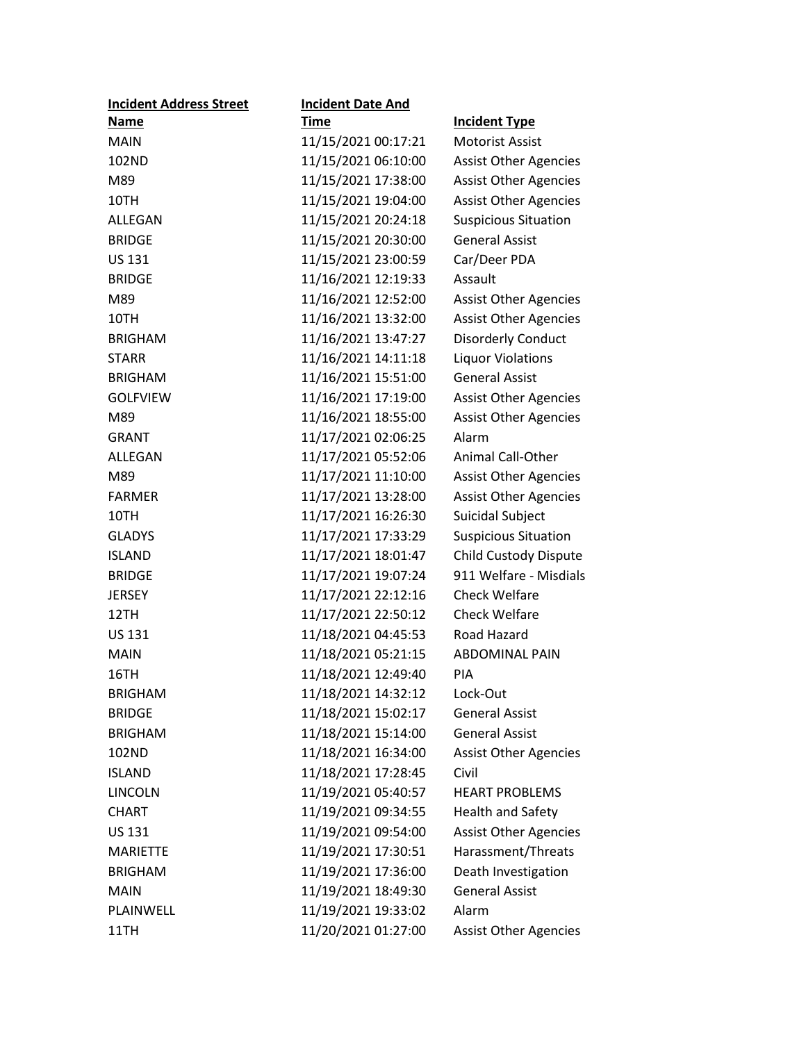| Incident Address Street Name | Incident Date And Time | Incident Type |
|---|---|---|
| MAIN | 11/15/2021 00:17:21 | Motorist Assist |
| 102ND | 11/15/2021 06:10:00 | Assist Other Agencies |
| M89 | 11/15/2021 17:38:00 | Assist Other Agencies |
| 10TH | 11/15/2021 19:04:00 | Assist Other Agencies |
| ALLEGAN | 11/15/2021 20:24:18 | Suspicious Situation |
| BRIDGE | 11/15/2021 20:30:00 | General Assist |
| US 131 | 11/15/2021 23:00:59 | Car/Deer PDA |
| BRIDGE | 11/16/2021 12:19:33 | Assault |
| M89 | 11/16/2021 12:52:00 | Assist Other Agencies |
| 10TH | 11/16/2021 13:32:00 | Assist Other Agencies |
| BRIGHAM | 11/16/2021 13:47:27 | Disorderly Conduct |
| STARR | 11/16/2021 14:11:18 | Liquor Violations |
| BRIGHAM | 11/16/2021 15:51:00 | General Assist |
| GOLFVIEW | 11/16/2021 17:19:00 | Assist Other Agencies |
| M89 | 11/16/2021 18:55:00 | Assist Other Agencies |
| GRANT | 11/17/2021 02:06:25 | Alarm |
| ALLEGAN | 11/17/2021 05:52:06 | Animal Call-Other |
| M89 | 11/17/2021 11:10:00 | Assist Other Agencies |
| FARMER | 11/17/2021 13:28:00 | Assist Other Agencies |
| 10TH | 11/17/2021 16:26:30 | Suicidal Subject |
| GLADYS | 11/17/2021 17:33:29 | Suspicious Situation |
| ISLAND | 11/17/2021 18:01:47 | Child Custody Dispute |
| BRIDGE | 11/17/2021 19:07:24 | 911 Welfare - Misdials |
| JERSEY | 11/17/2021 22:12:16 | Check Welfare |
| 12TH | 11/17/2021 22:50:12 | Check Welfare |
| US 131 | 11/18/2021 04:45:53 | Road Hazard |
| MAIN | 11/18/2021 05:21:15 | ABDOMINAL PAIN |
| 16TH | 11/18/2021 12:49:40 | PIA |
| BRIGHAM | 11/18/2021 14:32:12 | Lock-Out |
| BRIDGE | 11/18/2021 15:02:17 | General Assist |
| BRIGHAM | 11/18/2021 15:14:00 | General Assist |
| 102ND | 11/18/2021 16:34:00 | Assist Other Agencies |
| ISLAND | 11/18/2021 17:28:45 | Civil |
| LINCOLN | 11/19/2021 05:40:57 | HEART PROBLEMS |
| CHART | 11/19/2021 09:34:55 | Health and Safety |
| US 131 | 11/19/2021 09:54:00 | Assist Other Agencies |
| MARIETTE | 11/19/2021 17:30:51 | Harassment/Threats |
| BRIGHAM | 11/19/2021 17:36:00 | Death Investigation |
| MAIN | 11/19/2021 18:49:30 | General Assist |
| PLAINWELL | 11/19/2021 19:33:02 | Alarm |
| 11TH | 11/20/2021 01:27:00 | Assist Other Agencies |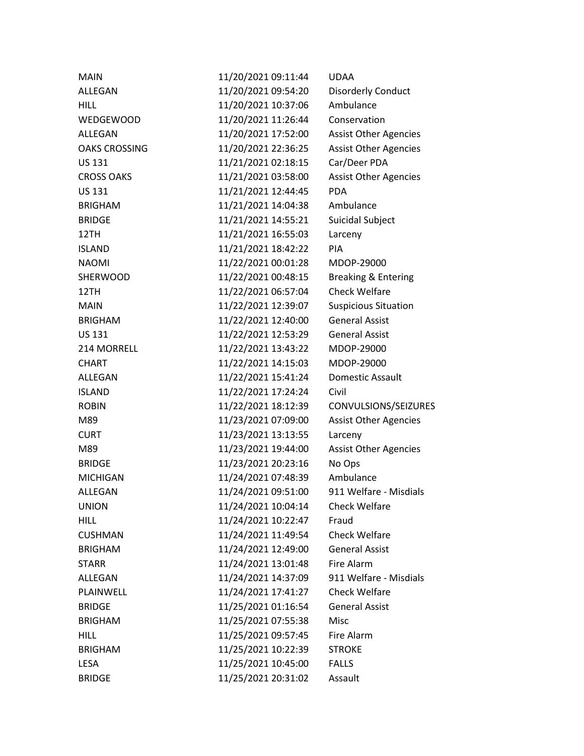| | | |
|---|---|---|
| MAIN | 11/20/2021 09:11:44 | UDAA |
| ALLEGAN | 11/20/2021 09:54:20 | Disorderly Conduct |
| HILL | 11/20/2021 10:37:06 | Ambulance |
| WEDGEWOOD | 11/20/2021 11:26:44 | Conservation |
| ALLEGAN | 11/20/2021 17:52:00 | Assist Other Agencies |
| OAKS CROSSING | 11/20/2021 22:36:25 | Assist Other Agencies |
| US 131 | 11/21/2021 02:18:15 | Car/Deer PDA |
| CROSS OAKS | 11/21/2021 03:58:00 | Assist Other Agencies |
| US 131 | 11/21/2021 12:44:45 | PDA |
| BRIGHAM | 11/21/2021 14:04:38 | Ambulance |
| BRIDGE | 11/21/2021 14:55:21 | Suicidal Subject |
| 12TH | 11/21/2021 16:55:03 | Larceny |
| ISLAND | 11/21/2021 18:42:22 | PIA |
| NAOMI | 11/22/2021 00:01:28 | MDOP-29000 |
| SHERWOOD | 11/22/2021 00:48:15 | Breaking & Entering |
| 12TH | 11/22/2021 06:57:04 | Check Welfare |
| MAIN | 11/22/2021 12:39:07 | Suspicious Situation |
| BRIGHAM | 11/22/2021 12:40:00 | General Assist |
| US 131 | 11/22/2021 12:53:29 | General Assist |
| 214 MORRELL | 11/22/2021 13:43:22 | MDOP-29000 |
| CHART | 11/22/2021 14:15:03 | MDOP-29000 |
| ALLEGAN | 11/22/2021 15:41:24 | Domestic Assault |
| ISLAND | 11/22/2021 17:24:24 | Civil |
| ROBIN | 11/22/2021 18:12:39 | CONVULSIONS/SEIZURES |
| M89 | 11/23/2021 07:09:00 | Assist Other Agencies |
| CURT | 11/23/2021 13:13:55 | Larceny |
| M89 | 11/23/2021 19:44:00 | Assist Other Agencies |
| BRIDGE | 11/23/2021 20:23:16 | No Ops |
| MICHIGAN | 11/24/2021 07:48:39 | Ambulance |
| ALLEGAN | 11/24/2021 09:51:00 | 911 Welfare - Misdials |
| UNION | 11/24/2021 10:04:14 | Check Welfare |
| HILL | 11/24/2021 10:22:47 | Fraud |
| CUSHMAN | 11/24/2021 11:49:54 | Check Welfare |
| BRIGHAM | 11/24/2021 12:49:00 | General Assist |
| STARR | 11/24/2021 13:01:48 | Fire Alarm |
| ALLEGAN | 11/24/2021 14:37:09 | 911 Welfare - Misdials |
| PLAINWELL | 11/24/2021 17:41:27 | Check Welfare |
| BRIDGE | 11/25/2021 01:16:54 | General Assist |
| BRIGHAM | 11/25/2021 07:55:38 | Misc |
| HILL | 11/25/2021 09:57:45 | Fire Alarm |
| BRIGHAM | 11/25/2021 10:22:39 | STROKE |
| LESA | 11/25/2021 10:45:00 | FALLS |
| BRIDGE | 11/25/2021 20:31:02 | Assault |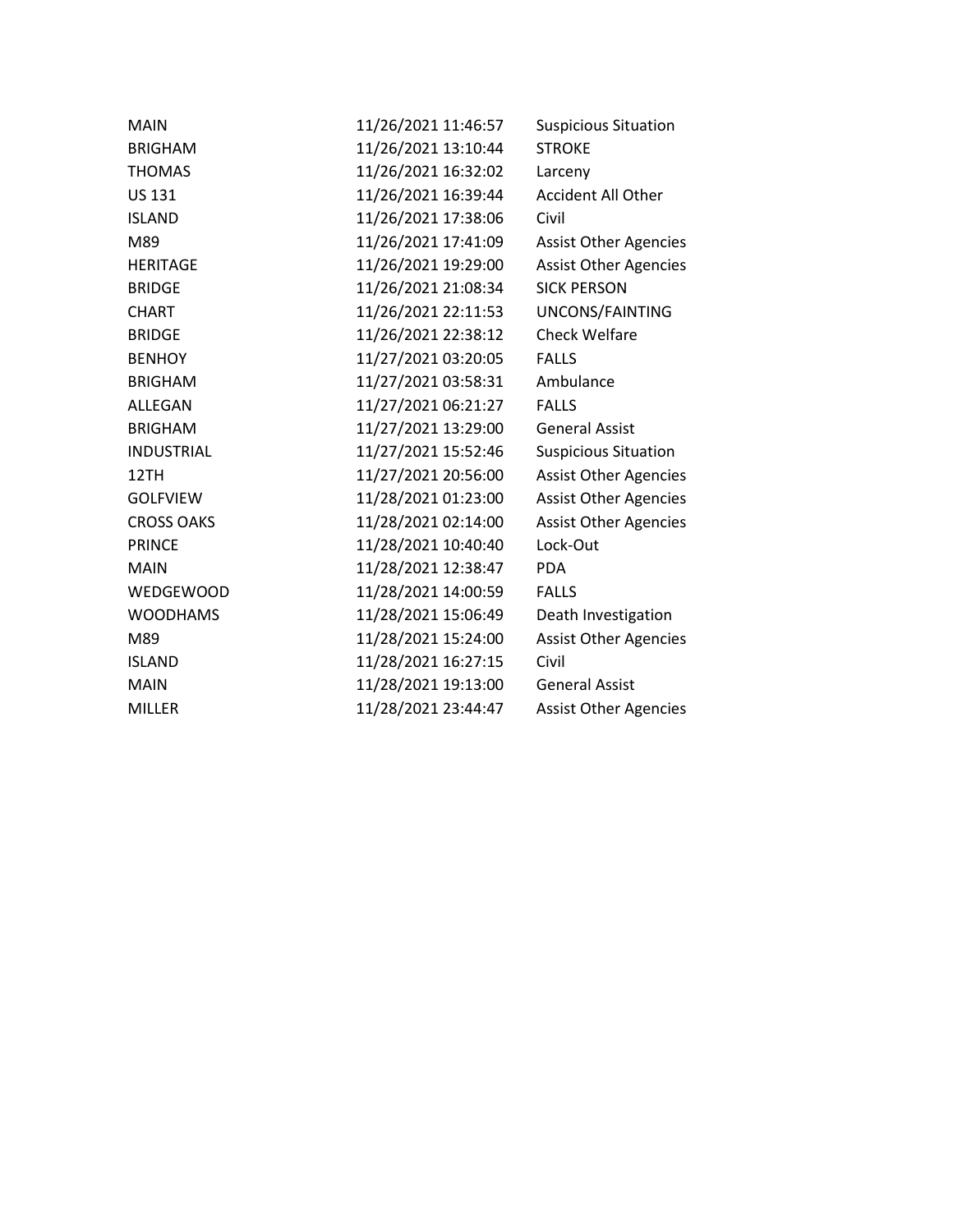| | | |
|---|---|---|
| MAIN | 11/26/2021 11:46:57 | Suspicious Situation |
| BRIGHAM | 11/26/2021 13:10:44 | STROKE |
| THOMAS | 11/26/2021 16:32:02 | Larceny |
| US 131 | 11/26/2021 16:39:44 | Accident All Other |
| ISLAND | 11/26/2021 17:38:06 | Civil |
| M89 | 11/26/2021 17:41:09 | Assist Other Agencies |
| HERITAGE | 11/26/2021 19:29:00 | Assist Other Agencies |
| BRIDGE | 11/26/2021 21:08:34 | SICK PERSON |
| CHART | 11/26/2021 22:11:53 | UNCONS/FAINTING |
| BRIDGE | 11/26/2021 22:38:12 | Check Welfare |
| BENHOY | 11/27/2021 03:20:05 | FALLS |
| BRIGHAM | 11/27/2021 03:58:31 | Ambulance |
| ALLEGAN | 11/27/2021 06:21:27 | FALLS |
| BRIGHAM | 11/27/2021 13:29:00 | General Assist |
| INDUSTRIAL | 11/27/2021 15:52:46 | Suspicious Situation |
| 12TH | 11/27/2021 20:56:00 | Assist Other Agencies |
| GOLFVIEW | 11/28/2021 01:23:00 | Assist Other Agencies |
| CROSS OAKS | 11/28/2021 02:14:00 | Assist Other Agencies |
| PRINCE | 11/28/2021 10:40:40 | Lock-Out |
| MAIN | 11/28/2021 12:38:47 | PDA |
| WEDGEWOOD | 11/28/2021 14:00:59 | FALLS |
| WOODHAMS | 11/28/2021 15:06:49 | Death Investigation |
| M89 | 11/28/2021 15:24:00 | Assist Other Agencies |
| ISLAND | 11/28/2021 16:27:15 | Civil |
| MAIN | 11/28/2021 19:13:00 | General Assist |
| MILLER | 11/28/2021 23:44:47 | Assist Other Agencies |